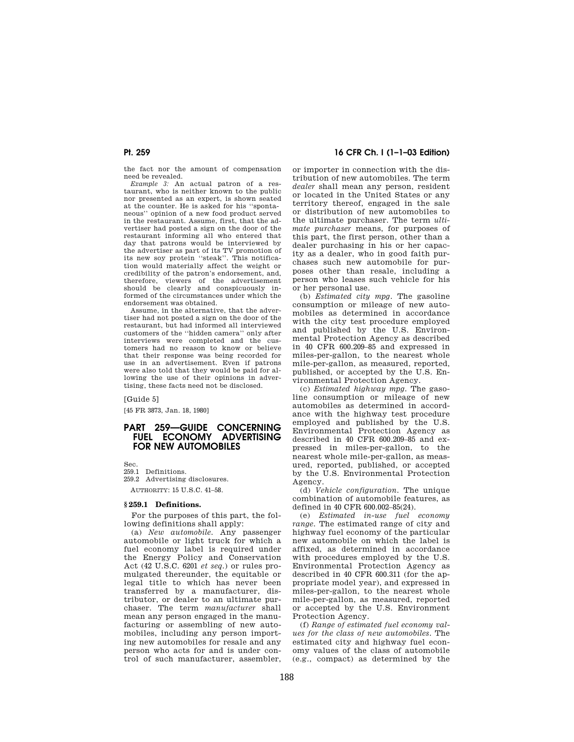the fact nor the amount of compensation need be revealed.

*Example 3:* An actual patron of a restaurant, who is neither known to the public nor presented as an expert, is shown seated at the counter. He is asked for his ''spontaneous'' opinion of a new food product served in the restaurant. Assume, first, that the advertiser had posted a sign on the door of the restaurant informing all who entered that day that patrons would be interviewed by the advertiser as part of its TV promotion of its new soy protein ''steak''. This notification would materially affect the weight or credibility of the patron's endorsement, and, therefore, viewers of the advertisement should be clearly and conspicuously informed of the circumstances under which the endorsement was obtained.

Assume, in the alternative, that the advertiser had not posted a sign on the door of the restaurant, but had informed all interviewed customers of the ''hidden camera'' only after interviews were completed and the customers had no reason to know or believe that their response was being recorded for use in an advertisement. Even if patrons were also told that they would be paid for allowing the use of their opinions in advertising, these facts need not be disclosed.

[Guide 5]

[45 FR 3873, Jan. 18, 1980]

# PART 259—GUIDE CONCERNING FUEL ECONOMY ADVERTISING FOR NEW AUTOMOBILES

Sec.
259.1 Definitions.
259.2 Advertising disclosures.

AUTHORITY: 15 U.S.C. 41–58.

## § 259.1 Definitions.

For the purposes of this part, the following definitions shall apply:

(a) *New automobile.* Any passenger automobile or light truck for which a fuel economy label is required under the Energy Policy and Conservation Act (42 U.S.C. 6201 *et seq.*) or rules promulgated thereunder, the equitable or legal title to which has never been transferred by a manufacturer, distributor, or dealer to an ultimate purchaser. The term *manufacturer* shall mean any person engaged in the manufacturing or assembling of new automobiles, including any person importing new automobiles for resale and any person who acts for and is under control of such manufacturer, assembler, or importer in connection with the distribution of new automobiles. The term *dealer* shall mean any person, resident or located in the United States or any territory thereof, engaged in the sale or distribution of new automobiles to the ultimate purchaser. The term *ultimate purchaser* means, for purposes of this part, the first person, other than a dealer purchasing in his or her capacity as a dealer, who in good faith purchases such new automobile for purposes other than resale, including a person who leases such vehicle for his or her personal use.

(b) *Estimated city mpg.* The gasoline consumption or mileage of new automobiles as determined in accordance with the city test procedure employed and published by the U.S. Environmental Protection Agency as described in 40 CFR 600.209–85 and expressed in miles-per-gallon, to the nearest whole mile-per-gallon, as measured, reported, published, or accepted by the U.S. Environmental Protection Agency.

(c) *Estimated highway mpg.* The gasoline consumption or mileage of new automobiles as determined in accordance with the highway test procedure employed and published by the U.S. Environmental Protection Agency as described in 40 CFR 600.209–85 and expressed in miles-per-gallon, to the nearest whole mile-per-gallon, as measured, reported, published, or accepted by the U.S. Environmental Protection Agency.

(d) *Vehicle configuration.* The unique combination of automobile features, as defined in 40 CFR 600.002–85(24).

(e) *Estimated in-use fuel economy range.* The estimated range of city and highway fuel economy of the particular new automobile on which the label is affixed, as determined in accordance with procedures employed by the U.S. Environmental Protection Agency as described in 40 CFR 600.311 (for the appropriate model year), and expressed in miles-per-gallon, to the nearest whole mile-per-gallon, as measured, reported or accepted by the U.S. Environment Protection Agency.

(f) *Range of estimated fuel economy values for the class of new automobiles.* The estimated city and highway fuel economy values of the class of automobile (e.g., compact) as determined by the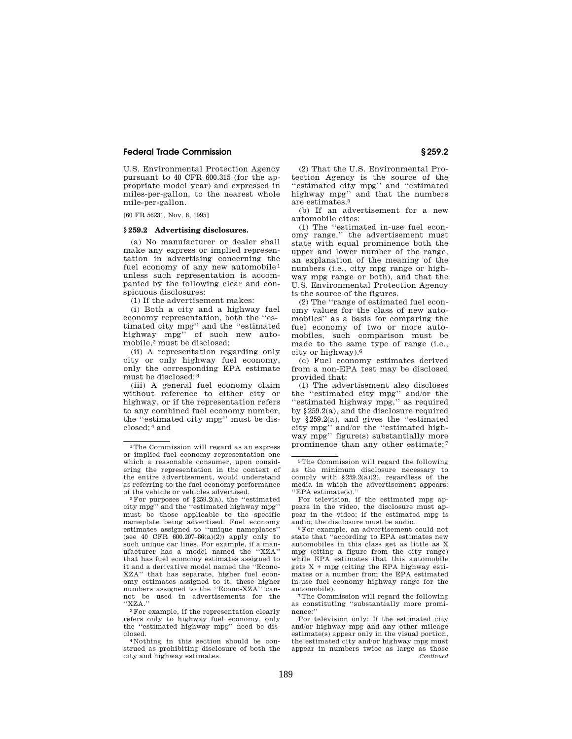U.S. Environmental Protection Agency pursuant to 40 CFR 600.315 (for the appropriate model year) and expressed in miles-per-gallon, to the nearest whole mile-per-gallon.

[60 FR 56231, Nov. 8, 1995]

### § 259.2 Advertising disclosures.

(a) No manufacturer or dealer shall make any express or implied representation in advertising concerning the fuel economy of any new automobile[1] unless such representation is accompanied by the following clear and conspicuous disclosures:

(1) If the advertisement makes:

(i) Both a city and a highway fuel economy representation, both the ''estimated city mpg'' and the ''estimated highway mpg'' of such new automobile,[2] must be disclosed;

(ii) A representation regarding only city or only highway fuel economy, only the corresponding EPA estimate must be disclosed;[3]

(iii) A general fuel economy claim without reference to either city or highway, or if the representation refers to any combined fuel economy number, the ''estimated city mpg'' must be disclosed;[4] and

(2) That the U.S. Environmental Protection Agency is the source of the ''estimated city mpg'' and ''estimated highway mpg'' and that the numbers are estimates.[5]

(b) If an advertisement for a new automobile cites:

(1) The ''estimated in-use fuel economy range,'' the advertisement must state with equal prominence both the upper and lower number of the range, an explanation of the meaning of the numbers (i.e., city mpg range or highway mpg range or both), and that the U.S. Environmental Protection Agency is the source of the figures.

(2) The ''range of estimated fuel economy values for the class of new automobiles'' as a basis for comparing the fuel economy of two or more automobiles, such comparison must be made to the same type of range (i.e., city or highway).[6]

(c) Fuel economy estimates derived from a non-EPA test may be disclosed provided that:

(1) The advertisement also discloses the ''estimated city mpg'' and/or the ''estimated highway mpg,'' as required by §259.2(a), and the disclosure required by §259.2(a), and gives the ''estimated city mpg'' and/or the ''estimated highway mpg'' figure(s) substantially more prominence than any other estimate;[7]

---

[1] The Commission will regard as an express or implied fuel economy representation one which a reasonable consumer, upon considering the representation in the context of the entire advertisement, would understand as referring to the fuel economy performance of the vehicle or vehicles advertised.

[2] For purposes of §259.2(a), the ''estimated city mpg'' and the ''estimated highway mpg'' must be those applicable to the specific nameplate being advertised. Fuel economy estimates assigned to ''unique nameplates'' (see 40 CFR 600.207–86(a)(2)) apply only to such unique car lines. For example, if a manufacturer has a model named the ''XZA'' that has fuel economy estimates assigned to it and a derivative model named the ''Econo-XZA'' that has separate, higher fuel economy estimates assigned to it, these higher numbers assigned to the ''Econo-XZA'' cannot be used in advertisements for the ''XZA.''

[3] For example, if the representation clearly refers only to highway fuel economy, only the ''estimated highway mpg'' need be disclosed.

[4] Nothing in this section should be construed as prohibiting disclosure of both the city and highway estimates.

[5] The Commission will regard the following as the minimum disclosure necessary to comply with §259.2(a)(2), regardless of the media in which the advertisement appears: ''EPA estimate(s).''

For television, if the estimated mpg appears in the video, the disclosure must appear in the video; if the estimated mpg is audio, the disclosure must be audio.

[6] For example, an advertisement could not state that ''according to EPA estimates new automobiles in this class get as little as X mpg (citing a figure from the city range) while EPA estimates that this automobile gets X + mpg (citing the EPA highway estimates or a number from the EPA estimated in-use fuel economy highway range for the automobile).

[7] The Commission will regard the following as constituting ''substantially more prominence:''

For television only: If the estimated city and/or highway mpg and any other mileage estimate(s) appear only in the visual portion, the estimated city and/or highway mpg must appear in numbers twice as large as those

*Continued*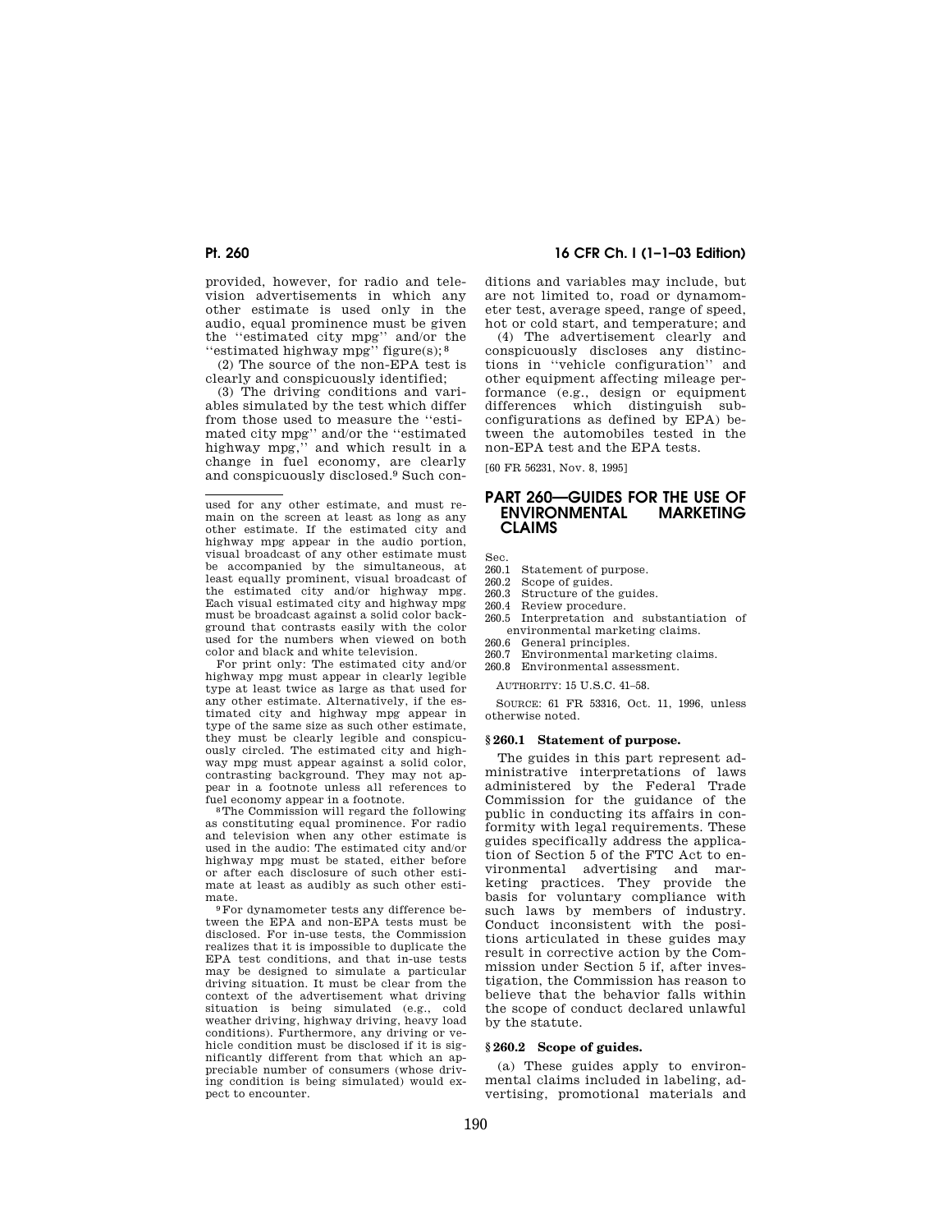provided, however, for radio and television advertisements in which any other estimate is used only in the audio, equal prominence must be given the ''estimated city mpg'' and/or the ''estimated highway mpg'' figure(s);[8]

(2) The source of the non-EPA test is clearly and conspicuously identified;

(3) The driving conditions and variables simulated by the test which differ from those used to measure the ''estimated city mpg'' and/or the ''estimated highway mpg,'' and which result in a change in fuel economy, are clearly and conspicuously disclosed.[9] Such conditions and variables may include, but are not limited to, road or dynamometer test, average speed, range of speed, hot or cold start, and temperature; and

(4) The advertisement clearly and conspicuously discloses any distinctions in ''vehicle configuration'' and other equipment affecting mileage performance (e.g., design or equipment differences which distinguish subconfigurations as defined by EPA) between the automobiles tested in the non-EPA test and the EPA tests.

[60 FR 56231, Nov. 8, 1995]

---

used for any other estimate, and must remain on the screen at least as long as any other estimate. If the estimated city and highway mpg appear in the audio portion, visual broadcast of any other estimate must be accompanied by the simultaneous, at least equally prominent, visual broadcast of the estimated city and/or highway mpg. Each visual estimated city and highway mpg must be broadcast against a solid color background that contrasts easily with the color used for the numbers when viewed on both color and black and white television.

For print only: The estimated city and/or highway mpg must appear in clearly legible type at least twice as large as that used for any other estimate. Alternatively, if the estimated city and highway mpg appear in type of the same size as such other estimate, they must be clearly legible and conspicuously circled. The estimated city and highway mpg must appear against a solid color, contrasting background. They may not appear in a footnote unless all references to fuel economy appear in a footnote.

[8] The Commission will regard the following as constituting equal prominence. For radio and television when any other estimate is used in the audio: The estimated city and/or highway mpg must be stated, either before or after each disclosure of such other estimate at least as audibly as such other estimate.

[9] For dynamometer tests any difference between the EPA and non-EPA tests must be disclosed. For in-use tests, the Commission realizes that it is impossible to duplicate the EPA test conditions, and that in-use tests may be designed to simulate a particular driving situation. It must be clear from the context of the advertisement what driving situation is being simulated (e.g., cold weather driving, highway driving, heavy load conditions). Furthermore, any driving or vehicle condition must be disclosed if it is significantly different from that which an appreciable number of consumers (whose driving condition is being simulated) would expect to encounter.

# PART 260—GUIDES FOR THE USE OF ENVIRONMENTAL MARKETING CLAIMS

Sec.
260.1 Statement of purpose.
260.2 Scope of guides.
260.3 Structure of the guides.
260.4 Review procedure.
260.5 Interpretation and substantiation of environmental marketing claims.
260.6 General principles.
260.7 Environmental marketing claims.
260.8 Environmental assessment.

AUTHORITY: 15 U.S.C. 41–58.

SOURCE: 61 FR 53316, Oct. 11, 1996, unless otherwise noted.

### § 260.1 Statement of purpose.

The guides in this part represent administrative interpretations of laws administered by the Federal Trade Commission for the guidance of the public in conducting its affairs in conformity with legal requirements. These guides specifically address the application of Section 5 of the FTC Act to environmental advertising and marketing practices. They provide the basis for voluntary compliance with such laws by members of industry. Conduct inconsistent with the positions articulated in these guides may result in corrective action by the Commission under Section 5 if, after investigation, the Commission has reason to believe that the behavior falls within the scope of conduct declared unlawful by the statute.

### § 260.2 Scope of guides.

(a) These guides apply to environmental claims included in labeling, advertising, promotional materials and